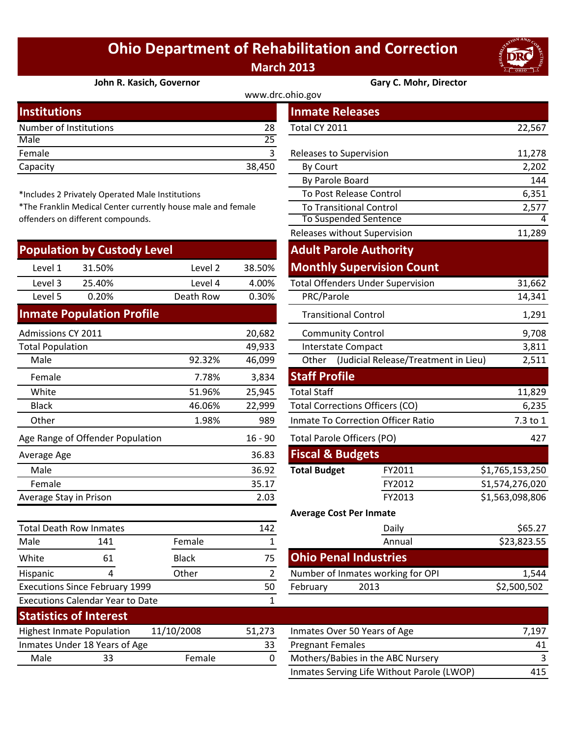# Ohio Department of Rehabilitation and Correction

**March 2013**

**John R. Kasich, Governor** | **Gary C. Mohr, Director**

www.drc.ohio.gov

## Institutions

| Institutions | |
|---|---|
| Number of Institutions | 28 |
| Male | 25 |
| Female | 3 |
| Capacity | 38,450 |

*Includes 2 Privately Operated Male Institutions
*The Franklin Medical Center currently house male and female offenders on different compounds.

## Population by Custody Level

| | | | |
|---|---|---|---|
| Level 1 | 31.50% | Level 2 | 38.50% |
| Level 3 | 25.40% | Level 4 | 4.00% |
| Level 5 | 0.20% | Death Row | 0.30% |

## Inmate Population Profile

| | | |
|---|---|---|
| Admissions CY 2011 | | 20,682 |
| Total Population | | 49,933 |
| Male | 92.32% | 46,099 |
| Female | 7.78% | 3,834 |
| White | 51.96% | 25,945 |
| Black | 46.06% | 22,999 |
| Other | 1.98% | 989 |
| Age Range of Offender Population | | 16 - 90 |
| Average Age | | 36.83 |
| Male | | 36.92 |
| Female | | 35.17 |
| Average Stay in Prison | | 2.03 |

| | | | |
|---|---|---|---|
| Total Death Row Inmates | | | 142 |
| Male | 141 | Female | 1 |
| White | 61 | Black | 75 |
| Hispanic | 4 | Other | 2 |
| Executions Since February 1999 | | | 50 |
| Executions Calendar Year to Date | | | 1 |

## Inmate Releases

| | |
|---|---|
| Total CY 2011 | 22,567 |
| Releases to Supervision | 11,278 |
| By Court | 2,202 |
| By Parole Board | 144 |
| To Post Release Control | 6,351 |
| To Transitional Control | 2,577 |
| To Suspended Sentence | 4 |
| Releases without Supervision | 11,289 |

## Adult Parole Authority Monthly Supervision Count

| | |
|---|---|
| Total Offenders Under Supervision | 31,662 |
| PRC/Parole | 14,341 |
| Transitional Control | 1,291 |
| Community Control | 9,708 |
| Interstate Compact | 3,811 |
| Other (Judicial Release/Treatment in Lieu) | 2,511 |

## Staff Profile

| | |
|---|---|
| Total Staff | 11,829 |
| Total Corrections Officers (CO) | 6,235 |
| Inmate To Correction Officer Ratio | 7.3 to 1 |
| Total Parole Officers (PO) | 427 |

## Fiscal & Budgets

| | | |
|---|---|---|
| **Total Budget** | FY2011 | $1,765,153,250 |
| | FY2012 | $1,574,276,020 |
| | FY2013 | $1,563,098,806 |

**Average Cost Per Inmate**

| | |
|---|---|
| Daily | $65.27 |
| Annual | $23,823.55 |

## Ohio Penal Industries

| | | |
|---|---|---|
| Number of Inmates working for OPI | | 1,544 |
| February | 2013 | $2,500,502 |

## Statistics of Interest

| | | | |
|---|---|---|---|
| Highest Inmate Population | 11/10/2008 | | 51,273 |
| Inmates Under 18 Years of Age | | | 33 |
| Male | 33 | Female | 0 |

| | |
|---|---|
| Inmates Over 50 Years of Age | 7,197 |
| Pregnant Females | 41 |
| Mothers/Babies in the ABC Nursery | 3 |
| Inmates Serving Life Without Parole (LWOP) | 415 |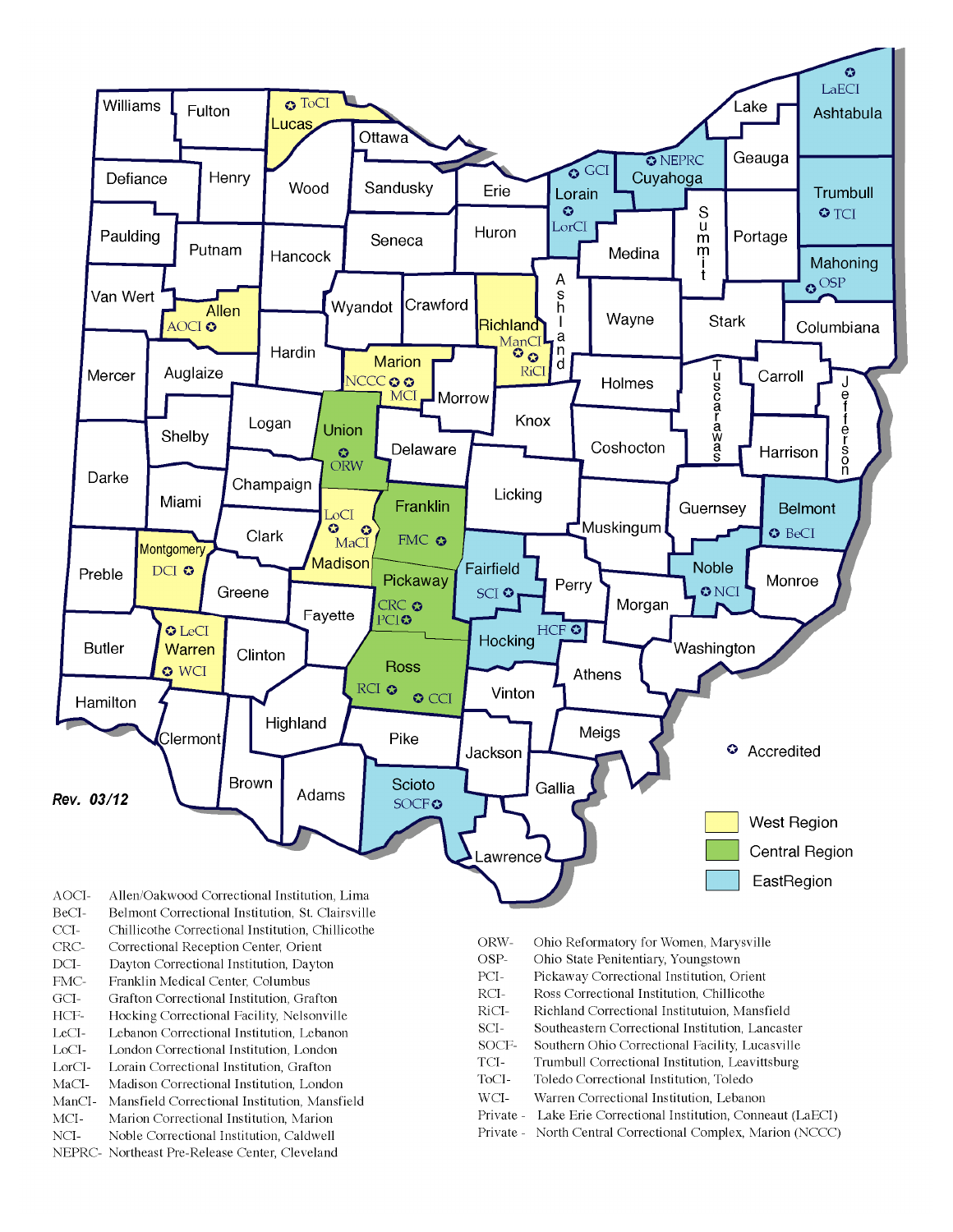*Rev. 03/12*

Accredited

West Region

Central Region

EastRegion

AOCI- Allen/Oakwood Correctional Institution, Lima
BeCI- Belmont Correctional Institution, St. Clairsville
CCI- Chillicothe Correctional Institution, Chillicothe
CRC- Correctional Reception Center, Orient
DCI- Dayton Correctional Institution, Dayton
FMC- Franklin Medical Center, Columbus
GCI- Grafton Correctional Institution, Grafton
HCF- Hocking Correctional Facility, Nelsonville
LeCI- Lebanon Correctional Institution, Lebanon
LoCI- London Correctional Institution, London
LorCI- Lorain Correctional Institution, Grafton
MaCI- Madison Correctional Institution, London
ManCI- Mansfield Correctional Institution, Mansfield
MCI- Marion Correctional Institution, Marion
NCI- Noble Correctional Institution, Caldwell
NEPRC- Northeast Pre-Release Center, Cleveland

ORW- Ohio Reformatory for Women, Marysville
OSP- Ohio State Penitentiary, Youngstown
PCI- Pickaway Correctional Institution, Orient
RCI- Ross Correctional Institution, Chillicothe
RiCI- Richland Correctional Instituttuion, Mansfield
SCI- Southeastern Correctional Institution, Lancaster
SOCF- Southern Ohio Correctional Facility, Lucasville
TCI- Trumbull Correctional Institution, Leavittsburg
ToCI- Toledo Correctional Institution, Toledo
WCI- Warren Correctional Institution, Lebanon
Private - Lake Erie Correctional Institution, Conneaut (LaECI)
Private - North Central Correctional Complex, Marion (NCCC)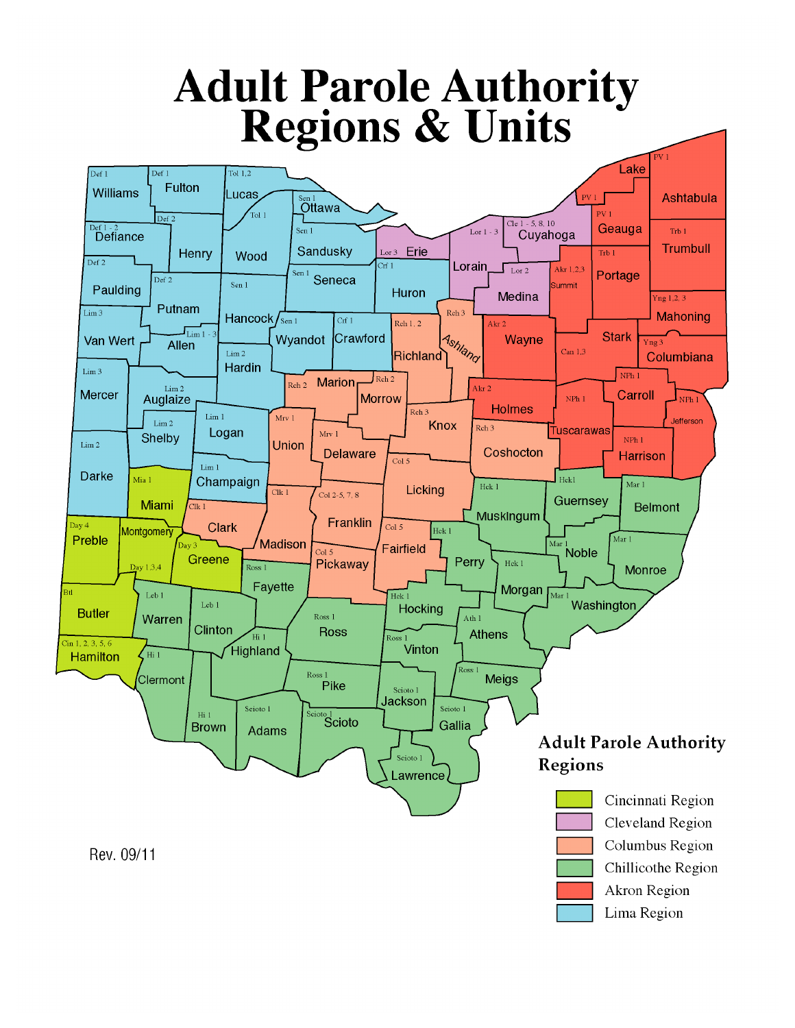# Adult Parole Authority Regions & Units

Def 1
Williams

Def 1
Fulton

Tol 1,2
Lucas

Sen 1
Ottawa

Tol 1
Wood

Def 1 - 2
Defiance

Def 2
Henry

Sen 1
Sandusky

Lor 3 Erie

Lor 1 - 3
Lorain

Cle 1 - 5, 8, 10
Cuyahoga

PV 1
Lake

PV 1
Ashtabula

PV 1
Geauga

Trb 1
Trumbull

Def 2
Paulding

Def 2
Putnam

Sen 1
Hancock

Sen 1
Seneca

Crf 1
Huron

Lor 2
Medina

Akr 1,2,3
Summit

Trb 1
Portage

Yng 1,2, 3
Mahoning

Lim 3
Van Wert

Lim 1 - 3
Allen

Sen 1
Wyandot

Crf 1
Crawford

Rch 1, 2
Richland

Rch 3
Ashland

Akr 2
Wayne

Can 1,3
Stark

Yng 3
Columbiana

Lim 3
Mercer

Lim 2
Auglaize

Lim 2
Hardin

Rch 2
Marion

Rch 2
Morrow

Rch 3
Knox

Akr 2
Holmes

NPh 1
Tuscarawas

NPh 1
Carroll

NPh 1
Jefferson

Lim 2
Shelby

Lim 1
Logan

Mrv 1
Union

Mrv 1
Delaware

Rch 3
Coshocton

NPh 1
Harrison

Lim 2
Darke

Mia 1
Miami

Lim 1
Champaign

Col 5
Licking

Hck1
Guernsey

Mar 1
Belmont

Clk 1
Clark

Clk 1
Madison

Col 2-5, 7, 8
Franklin

Hck 1
Muskingum

Mar 1
Noble

Mar 1
Monroe

Day 4
Preble

Montgomery
Day 1,3,4

Day 3
Greene

Ross 1
Fayette

Col 5
Pickaway

Col 5
Fairfield

Hck 1
Perry

Hck 1
Morgan

Mar 1
Washington

Btl
Butler

Leb 1
Warren

Leb 1
Clinton

Hck 1
Hocking

Ath 1
Athens

Cin 1, 2, 3, 5, 6
Hamilton

Hi 1
Highland

Ross 1
Ross

Ross 1
Vinton

Hi 1
Clermont

Ross 1
Pike

Ross 1
Meigs

Sciotо 1
Jackson

Hi 1
Brown

Scioto 1
Adams

Scioto 1
Scioto

Scioto 1
Gallia

Scioto 1
Lawrence

**Adult Parole Authority Regions**

Cincinnati Region

Cleveland Region

Columbus Region

Chillicothe Region

Akron Region

Lima Region

Rev. 09/11